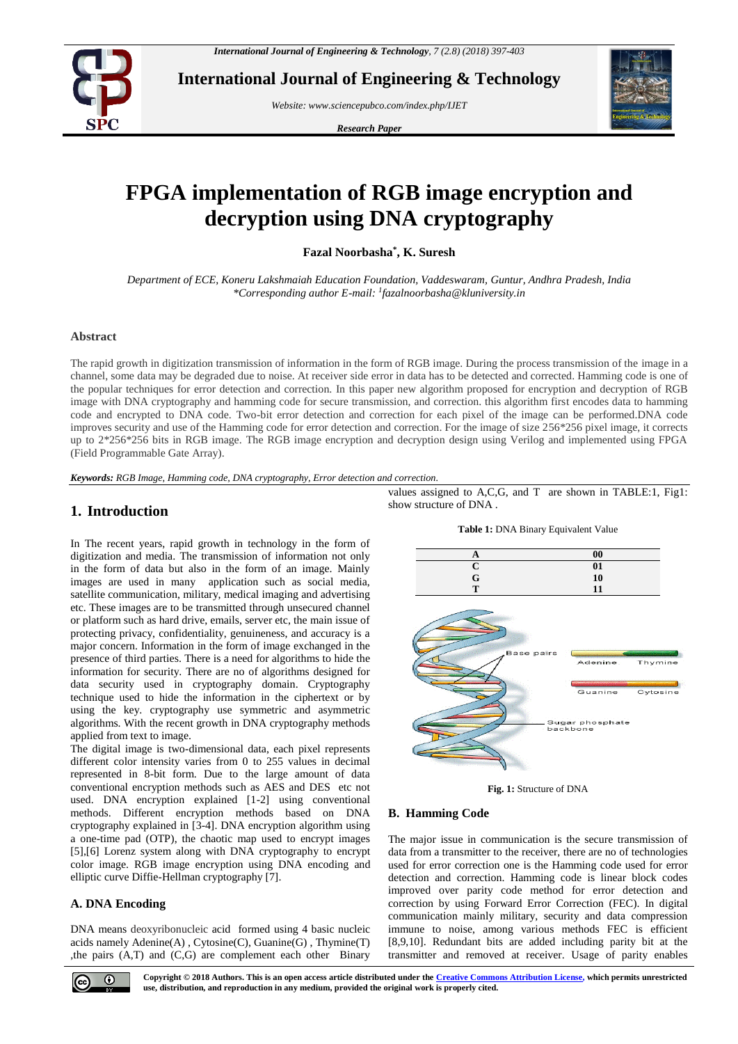# FPGA implementation of RGB image encryption and decryption using DNA cryptography

**Fazal Noorbasha*, K. Suresh**

*Department of ECE, Koneru Lakshmaiah Education Foundation, Vaddeswaram, Guntur, Andhra Pradesh, India*
*\*Corresponding author E-mail: [1]fazalnoorbasha@kluniversity.in*

## Abstract

The rapid growth in digitization transmission of information in the form of RGB image. During the process transmission of the image in a channel, some data may be degraded due to noise. At receiver side error in data has to be detected and corrected. Hamming code is one of the popular techniques for error detection and correction. In this paper new algorithm proposed for encryption and decryption of RGB image with DNA cryptography and hamming code for secure transmission, and correction. this algorithm first encodes data to hamming code and encrypted to DNA code. Two-bit error detection and correction for each pixel of the image can be performed.DNA code improves security and use of the Hamming code for error detection and correction. For the image of size 256*256 pixel image, it corrects up to 2*256*256 bits in RGB image. The RGB image encryption and decryption design using Verilog and implemented using FPGA (Field Programmable Gate Array).

***Keywords:*** *RGB Image, Hamming code, DNA cryptography, Error detection and correction.*

## 1. Introduction

In The recent years, rapid growth in technology in the form of digitization and media. The transmission of information not only in the form of data but also in the form of an image. Mainly images are used in many application such as social media, satellite communication, military, medical imaging and advertising etc. These images are to be transmitted through unsecured channel or platform such as hard drive, emails, server etc, the main issue of protecting privacy, confidentiality, genuineness, and accuracy is a major concern. Information in the form of image exchanged in the presence of third parties. There is a need for algorithms to hide the information for security. There are no of algorithms designed for data security used in cryptography domain. Cryptography technique used to hide the information in the ciphertext or by using the key. cryptography use symmetric and asymmetric algorithms. With the recent growth in DNA cryptography methods applied from text to image.

The digital image is two-dimensional data, each pixel represents different color intensity varies from 0 to 255 values in decimal represented in 8-bit form. Due to the large amount of data conventional encryption methods such as AES and DES etc not used. DNA encryption explained [1-2] using conventional methods. Different encryption methods based on DNA cryptography explained in [3-4]. DNA encryption algorithm using a one-time pad (OTP), the chaotic map used to encrypt images [5],[6] Lorenz system along with DNA cryptography to encrypt color image. RGB image encryption using DNA encoding and elliptic curve Diffie-Hellman cryptography [7].

### A. DNA Encoding

DNA means deoxyribonucleic acid formed using 4 basic nucleic acids namely Adenine(A) , Cytosine(C), Guanine(G) , Thymine(T) ,the pairs (A,T) and (C,G) are complement each other Binary values assigned to A,C,G, and T are shown in TABLE:1, Fig1: show structure of DNA .

**Table 1:** DNA Binary Equivalent Value

| | |
|---|---|
| A | 00 |
| C | 01 |
| G | 10 |
| T | 11 |

Base pairs
Adenine
Thymine
Guanine
Cytosine
Sugar phosphate backbone

**Fig. 1:** Structure of DNA

### B. Hamming Code

The major issue in communication is the secure transmission of data from a transmitter to the receiver, there are no of technologies used for error correction one is the Hamming code used for error detection and correction. Hamming code is linear block codes improved over parity code method for error detection and correction by using Forward Error Correction (FEC). In digital communication mainly military, security and data compression immune to noise, among various methods FEC is efficient [8,9,10]. Redundant bits are added including parity bit at the transmitter and removed at receiver. Usage of parity enables

**Copyright © 2018 Authors. This is an open access article distributed under the Creative Commons Attribution License, which permits unrestricted use, distribution, and reproduction in any medium, provided the original work is properly cited.**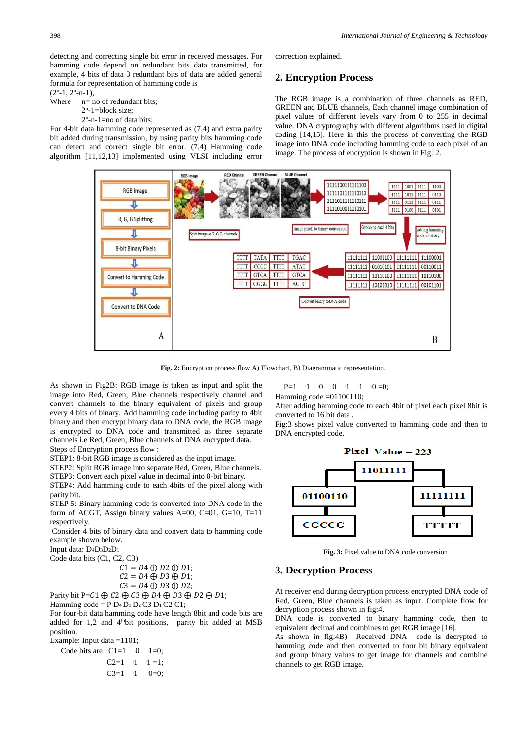detecting and correcting single bit error in received messages. For hamming code depend on redundant bits data transmitted, for example, 4 bits of data 3 redundant bits of data are added general formula for representation of hamming code is

$(2^n-1, 2^n-n-1)$,

Where n= no of redundant bits;

$2^n-1$=block size;

$2^n-n-1$=no of data bits;

For 4-bit data hamming code represented as (7,4) and extra parity bit added during transmission, by using parity bits hamming code can detect and correct single bit error. (7,4) Hamming code algorithm [11,12,13] implemented using VLSI including error correction explained.

## 2. Encryption Process

The RGB image is a combination of three channels as RED, GREEN and BLUE channels, Each channel image combination of pixel values of different levels vary from 0 to 255 in decimal value. DNA cryptography with different algorithms used in digital coding [14,15]. Here in this the process of converting the RGB image into DNA code including hamming code to each pixel of an image. The process of encryption is shown in Fig: 2.

**Fig. 2:** Encryption process flow A) Flowchart, B) Diagrammatic representation.

As shown in Fig2B: RGB image is taken as input and split the image into Red, Green, Blue channels respectively channel and convert channels to the binary equivalent of pixels and group every 4 bits of binary. Add hamming code including parity to 4bit binary and then encrypt binary data to DNA code, the RGB image is encrypted to DNA code and transmitted as three separate channels i.e Red, Green, Blue channels of DNA encrypted data.

Steps of Encryption process flow :

STEP1: 8-bit RGB image is considered as the input image.

STEP2: Split RGB image into separate Red, Green, Blue channels.

STEP3: Convert each pixel value in decimal into 8-bit binary.

STEP4: Add hamming code to each 4bits of the pixel along with parity bit.

STEP 5: Binary hamming code is converted into DNA code in the form of ACGT, Assign binary values A=00, C=01, G=10, T=11 respectively.

Consider 4 bits of binary data and convert data to hamming code example shown below.

Input data: $D_4D_3D_2D_1$

Code data bits (C1, C2, C3):

$$C1 = D4 \oplus D2 \oplus D1;$$
$$C2 = D4 \oplus D3 \oplus D1;$$
$$C3 = D4 \oplus D3 \oplus D2;$$

Parity bit P=$C1 \oplus C2 \oplus C3 \oplus D4 \oplus D3 \oplus D2 \oplus D1$;

Hamming code = P $D_4 D_3 D_2$ C3 $D_1$ C2 C1;

For four-bit data hamming code have length 8bit and code bits are added for 1,2 and 4[th]bit positions, parity bit added at MSB position.

Example: Input data =1101;

Code bits are C1=1 ⊕0 ⊕1=0;

C2=1 ⊕1 ⊕1 =1;

C3=1 ⊕1 ⊕0=0;

P=1 ⊕1 ⊕0 ⊕0 ⊕1 ⊕1 ⊕0 =0;

Hamming code =01100110;

After adding hamming code to each 4bit of pixel each pixel 8bit is converted to 16 bit data .

Fig:3 shows pixel value converted to hamming code and then to DNA encrypted code.

**Fig. 3:** Pixel value to DNA code conversion

## 3. Decryption Process

At receiver end during decryption process encrypted DNA code of Red, Green, Blue channels is taken as input. Complete flow for decryption process shown in fig:4.

DNA code is converted to binary hamming code, then to equivalent decimal and combines to get RGB image [16].

As shown in fig:4B) Received DNA code is decrypted to hamming code and then converted to four bit binary equivalent and group binary values to get image for channels and combine channels to get RGB image.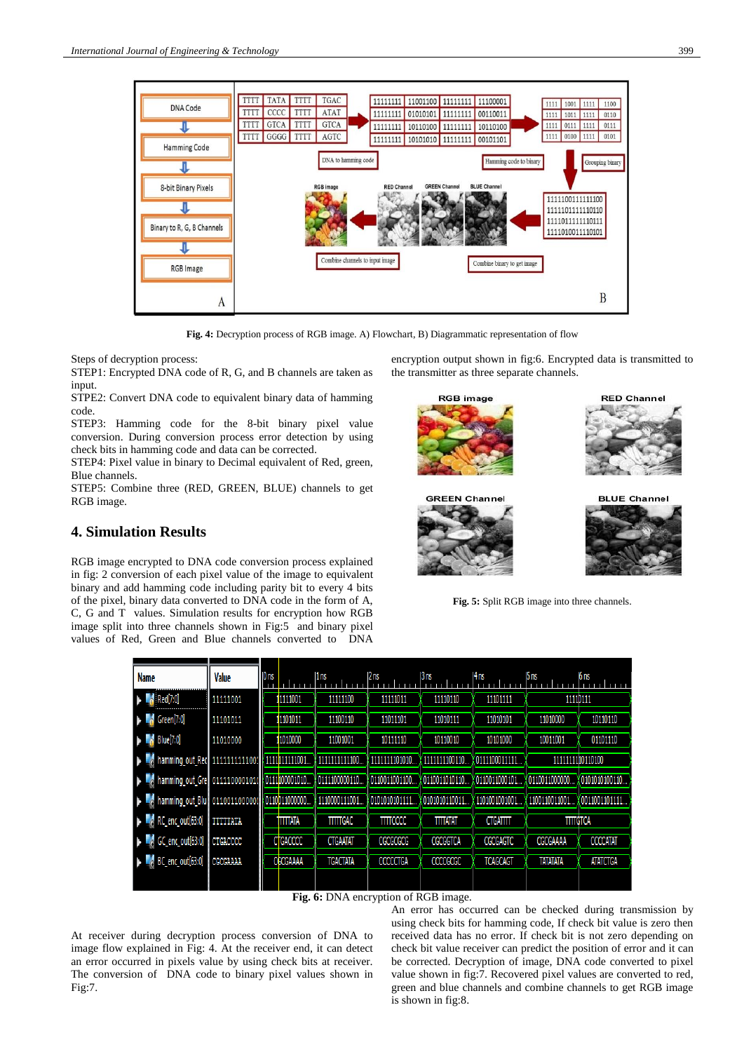**Fig. 4:** Decryption process of RGB image. A) Flowchart, B) Diagrammatic representation of flow

Steps of decryption process:

STEP1: Encrypted DNA code of R, G, and B channels are taken as input.

STPE2: Convert DNA code to equivalent binary data of hamming code.

STEP3: Hamming code for the 8-bit binary pixel value conversion. During conversion process error detection by using check bits in hamming code and data can be corrected.

STEP4: Pixel value in binary to Decimal equivalent of Red, green, Blue channels.

STEP5: Combine three (RED, GREEN, BLUE) channels to get RGB image.

## 4. Simulation Results

RGB image encrypted to DNA code conversion process explained in fig: 2 conversion of each pixel value of the image to equivalent binary and add hamming code including parity bit to every 4 bits of the pixel, binary data converted to DNA code in the form of A, C, G and T values. Simulation results for encryption how RGB image split into three channels shown in Fig:5 and binary pixel values of Red, Green and Blue channels converted to DNA encryption output shown in fig:6. Encrypted data is transmitted to the transmitter as three separate channels.

**Fig. 5:** Split RGB image into three channels.

**Fig. 6:** DNA encryption of RGB image.

At receiver during decryption process conversion of DNA to image flow explained in Fig: 4. At the receiver end, it can detect an error occurred in pixels value by using check bits at receiver. The conversion of DNA code to binary pixel values shown in Fig:7.

An error has occurred can be checked during transmission by using check bits for hamming code, If check bit value is zero then received data has no error. If check bit is not zero depending on check bit value receiver can predict the position of error and it can be corrected. Decryption of image, DNA code converted to pixel value shown in fig:7. Recovered pixel values are converted to red, green and blue channels and combine channels to get RGB image is shown in fig:8.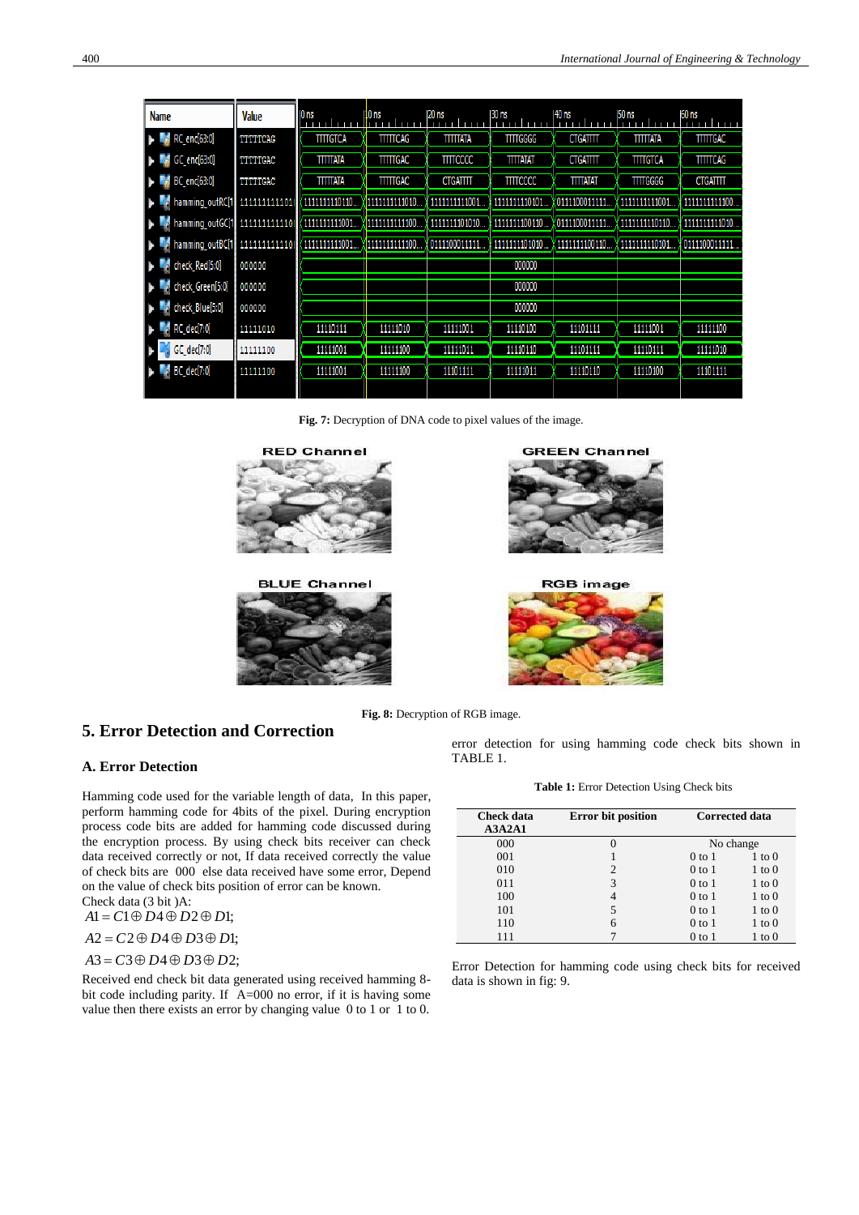**Fig. 7:** Decryption of DNA code to pixel values of the image.

**Fig. 8:** Decryption of RGB image.

## 5. Error Detection and Correction

### A. Error Detection

Hamming code used for the variable length of data, In this paper, perform hamming code for 4bits of the pixel. During encryption process code bits are added for hamming code discussed during the encryption process. By using check bits receiver can check data received correctly or not, If data received correctly the value of check bits are 000 else data received have some error, Depend on the value of check bits position of error can be known.

Check data (3 bit )A:

$$A1 = C1 \oplus D4 \oplus D2 \oplus D1;$$

$$A2 = C2 \oplus D4 \oplus D3 \oplus D1;$$

$$A3 = C3 \oplus D4 \oplus D3 \oplus D2;$$

Received end check bit data generated using received hamming 8-bit code including parity. If A=000 no error, if it is having some value then there exists an error by changing value 0 to 1 or 1 to 0.

error detection for using hamming code check bits shown in TABLE 1.

**Table 1:** Error Detection Using Check bits

| Check data A3A2A1 | Error bit position | Corrected data | |
|---|---|---|---|
| 000 | 0 | No change | |
| 001 | 1 | 0 to 1 | 1 to 0 |
| 010 | 2 | 0 to 1 | 1 to 0 |
| 011 | 3 | 0 to 1 | 1 to 0 |
| 100 | 4 | 0 to 1 | 1 to 0 |
| 101 | 5 | 0 to 1 | 1 to 0 |
| 110 | 6 | 0 to 1 | 1 to 0 |
| 111 | 7 | 0 to 1 | 1 to 0 |

Error Detection for hamming code using check bits for received data is shown in fig: 9.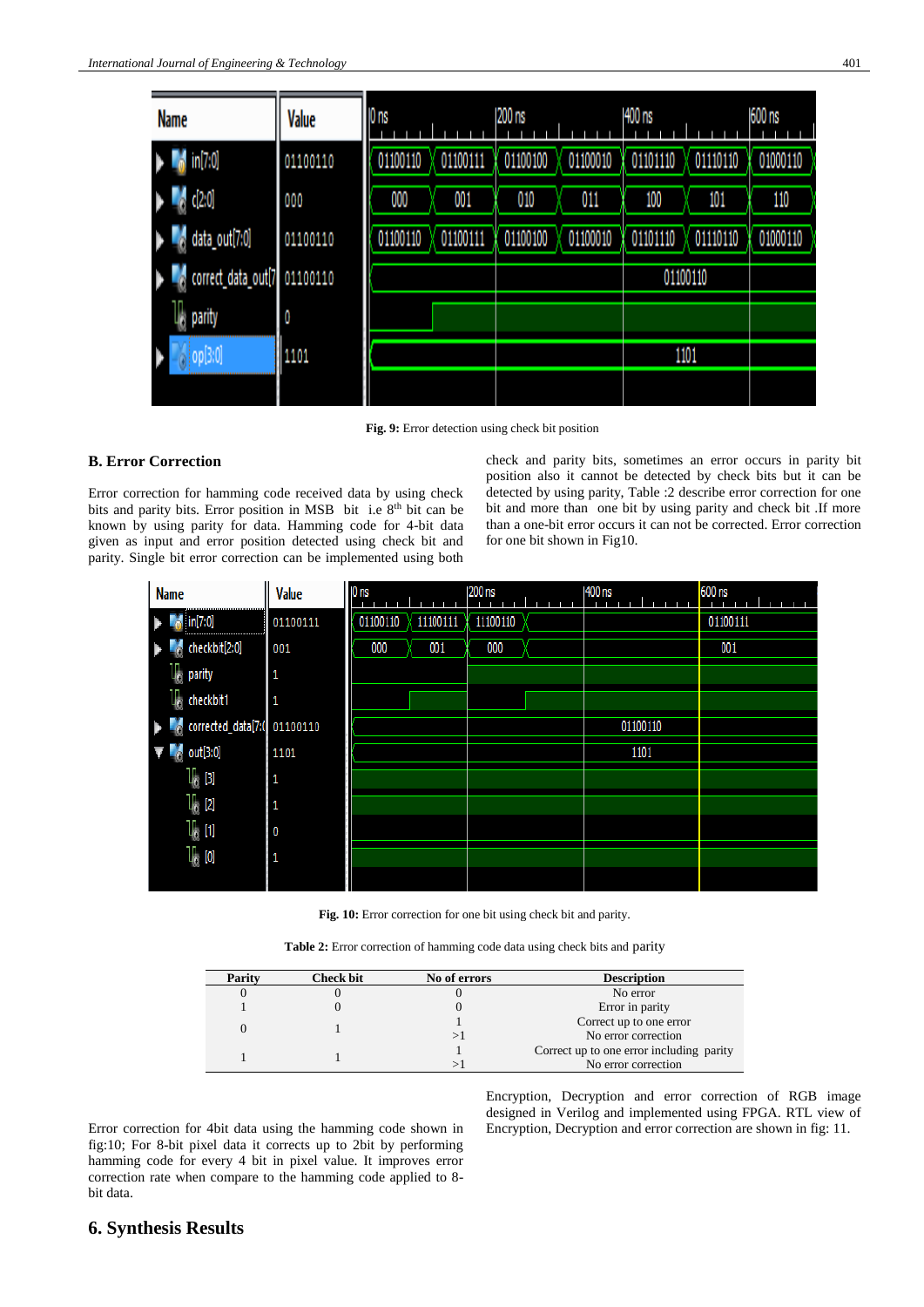Fig. 9: Error detection using check bit position

## B. Error Correction

Error correction for hamming code received data by using check bits and parity bits. Error position in MSB bit i.e 8th bit can be known by using parity for data. Hamming code for 4-bit data given as input and error position detected using check bit and parity. Single bit error correction can be implemented using both check and parity bits, sometimes an error occurs in parity bit position also it cannot be detected by check bits but it can be detected by using parity, Table :2 describe error correction for one bit and more than one bit by using parity and check bit .If more than a one-bit error occurs it can not be corrected. Error correction for one bit shown in Fig10.

Fig. 10: Error correction for one bit using check bit and parity.

Table 2: Error correction of hamming code data using check bits and parity

| Parity | Check bit | No of errors | Description |
|---|---|---|---|
| 0 | 0 | 0 | No error |
| 1 | 0 | 0 | Error in parity |
| 0 | 1 | 1 | Correct up to one error |
| | | >1 | No error correction |
| 1 | 1 | 1 | Correct up to one error including parity |
| | | >1 | No error correction |

Error correction for 4bit data using the hamming code shown in fig:10; For 8-bit pixel data it corrects up to 2bit by performing hamming code for every 4 bit in pixel value. It improves error correction rate when compare to the hamming code applied to 8-bit data.

# 6. Synthesis Results

Encryption, Decryption and error correction of RGB image designed in Verilog and implemented using FPGA. RTL view of Encryption, Decryption and error correction are shown in fig: 11.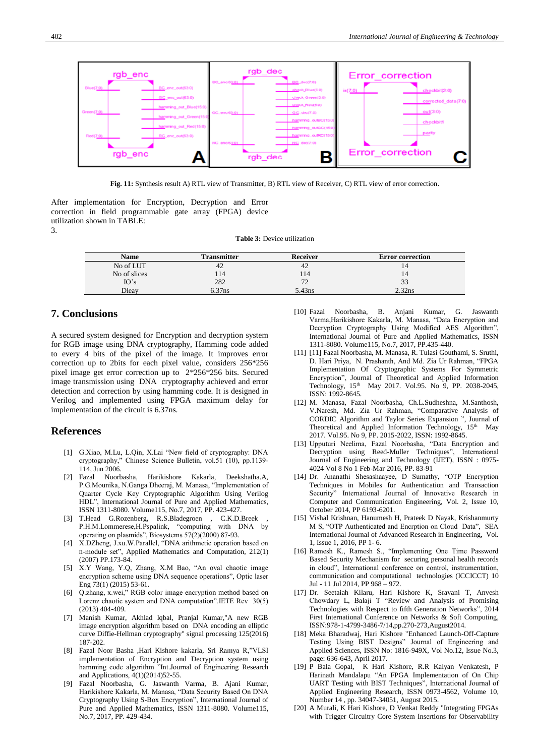**Fig. 11:** Synthesis result A) RTL view of Transmitter, B) RTL view of Receiver, C) RTL view of error correction.

After implementation for Encryption, Decryption and Error correction in field programmable gate array (FPGA) device utilization shown in TABLE:
3.

**Table 3:** Device utilization

| Name | Transmitter | Receiver | Error correction |
|---|---|---|---|
| No of LUT | 42 | 42 | 14 |
| No of slices | 114 | 114 | 14 |
| IO's | 282 | 72 | 33 |
| Dleay | 6.37ns | 5.43ns | 2.32ns |

## 7. Conclusions

A secured system designed for Encryption and decryption system for RGB image using DNA cryptography, Hamming code added to every 4 bits of the pixel of the image. It improves error correction up to 2bits for each pixel value, considers 256*256 pixel image get error correction up to 2*256*256 bits. Secured image transmission using DNA cryptography achieved and error detection and correction by using hamming code. It is designed in Verilog and implemented using FPGA maximum delay for implementation of the circuit is 6.37ns.

## References

[1] G.Xiao, M.Lu, L.Qin, X.Lai "New field of cryptography: DNA cryptography," Chinese Science Bulletin, vol.51 (10), pp.1139-114, Jun 2006.

[2] Fazal Noorbasha, Harikishore Kakarla, Deekshatha.A, P.G.Mounika, N.Ganga Dheeraj, M. Manasa, "Implementation of Quarter Cycle Key Cryptographic Algorithm Using Verilog HDL", International Journal of Pure and Applied Mathematics, ISSN 1311-8080. Volume115, No.7, 2017, PP. 423-427.

[3] T.Head G.Rozenberg, R.S.Bladegroen , C.K.D.Breek , P.H.M.Lommerese,H.Pspalink, "computing with DNA by operating on plasmids", Biosystems 57(2)(2000) 87-93.

[4] X.DZheng, J.xu.W.Parallel, "DNA arithmetic operation based on n-module set", Applied Mathematics and Computation, 212(1) (2007) PP.173-84.

[5] X.Y Wang, Y.Q, Zhang, X.M Bao, "An oval chaotic image encryption scheme using DNA sequence operations", Optic laser Eng 73(1) (2015) 53-61.

[6] Q.zhang, x.wei," RGB color image encryption method based on Lorenz chaotic system and DNA computation".IETE Rev 30(5) (2013) 404-409.

[7] Manish Kumar, Akhlad Iqbal, Pranjal Kumar,"A new RGB image encryption algorithm based on DNA encoding an elliptic curve Diffie-Hellman cryptography" signal processing 125(2016) 187-202.

[8] Fazal Noor Basha ,Hari Kishore kakarla, Sri Ramya R,"VLSI implementation of Encryption and Decryption system using hamming code algorithm "Int.Journal of Engineering Research and Applications, 4(1)(2014)52-55.

[9] Fazal Noorbasha, G. Jaswanth Varma, B. Ajani Kumar, Harikishore Kakarla, M. Manasa, "Data Security Based On DNA Cryptography Using S-Box Encryption", International Journal of Pure and Applied Mathematics, ISSN 1311-8080. Volume115, No.7, 2017, PP. 429-434.

[10] Fazal Noorbasha, B. Anjani Kumar, G. Jaswanth Varma,Harikishore Kakarla, M. Manasa, "Data Encryption and Decryption Cryptography Using Modified AES Algorithm", International Journal of Pure and Applied Mathematics, ISSN 1311-8080. Volume115, No.7, 2017, PP.435-440.

[11] [11] Fazal Noorbasha, M. Manasa, R. Tulasi Gouthami, S. Sruthi, D. Hari Priya, N. Prashanth, And Md. Zia Ur Rahman, "FPGA Implementation Of Cryptographic Systems For Symmetric Encryption", Journal of Theoretical and Applied Information Technology, 15th May 2017. Vol.95. No 9, PP. 2038-2045, ISSN: 1992-8645.

[12] M. Manasa, Fazal Noorbasha, Ch.L.Sudheshna, M.Santhosh, V.Naresh, Md. Zia Ur Rahman, "Comparative Analysis of CORDIC Algorithm and Taylor Series Expansion ", Journal of Theoretical and Applied Information Technology, 15th May 2017. Vol.95. No 9, PP. 2015-2022, ISSN: 1992-8645.

[13] Upputuri Neelima, Fazal Noorbasha, "Data Encryption and Decryption using Reed-Muller Techniques", International Journal of Engineering and Technology (IJET), ISSN : 0975-4024 Vol 8 No 1 Feb-Mar 2016, PP. 83-91

[14] Dr. Ananathi Shesashaayee, D Sumathy, "OTP Encryption Techniques in Mobiles for Authentication and Transaction Security" International Journal of Innovative Research in Computer and Communication Engineering, Vol. 2, Issue 10, October 2014, PP 6193-6201.

[15] Vishal Krishnan, Hanumesh H, Prateek D Nayak, Krishanmurty M S, "OTP Authenticated and Encrption on Cloud Data", SEA International Journal of Advanced Research in Engineering, Vol. 1, Issue 1, 2016, PP 1- 6.

[16] Ramesh K., Ramesh S., "Implementing One Time Password Based Security Mechanism for securing personal health records in cloud", International conference on control, instrumentation, communication and computational technologies (ICCICCT) 10 Jul - 11 Jul 2014, PP 968 – 972.

[17] Dr. Seetaiah Kilaru, Hari Kishore K, Sravani T, Anvesh Chowdary L, Balaji T "Review and Analysis of Promising Technologies with Respect to fifth Generation Networks", 2014 First International Conference on Networks & Soft Computing, ISSN:978-1-4799-3486-7/14,pp.270-273,August2014.

[18] Meka Bharadwaj, Hari Kishore "Enhanced Launch-Off-Capture Testing Using BIST Designs" Journal of Engineering and Applied Sciences, ISSN No: 1816-949X, Vol No.12, Issue No.3, page: 636-643, April 2017.

[19] P Bala Gopal, K Hari Kishore, R.R Kalyan Venkatesh, P Harinath Mandalapu "An FPGA Implementation of On Chip UART Testing with BIST Techniques", International Journal of Applied Engineering Research, ISSN 0973-4562, Volume 10, Number 14 , pp. 34047-34051, August 2015.

[20] A Murali, K Hari Kishore, D Venkat Reddy "Integrating FPGAs with Trigger Circuitry Core System Insertions for Observability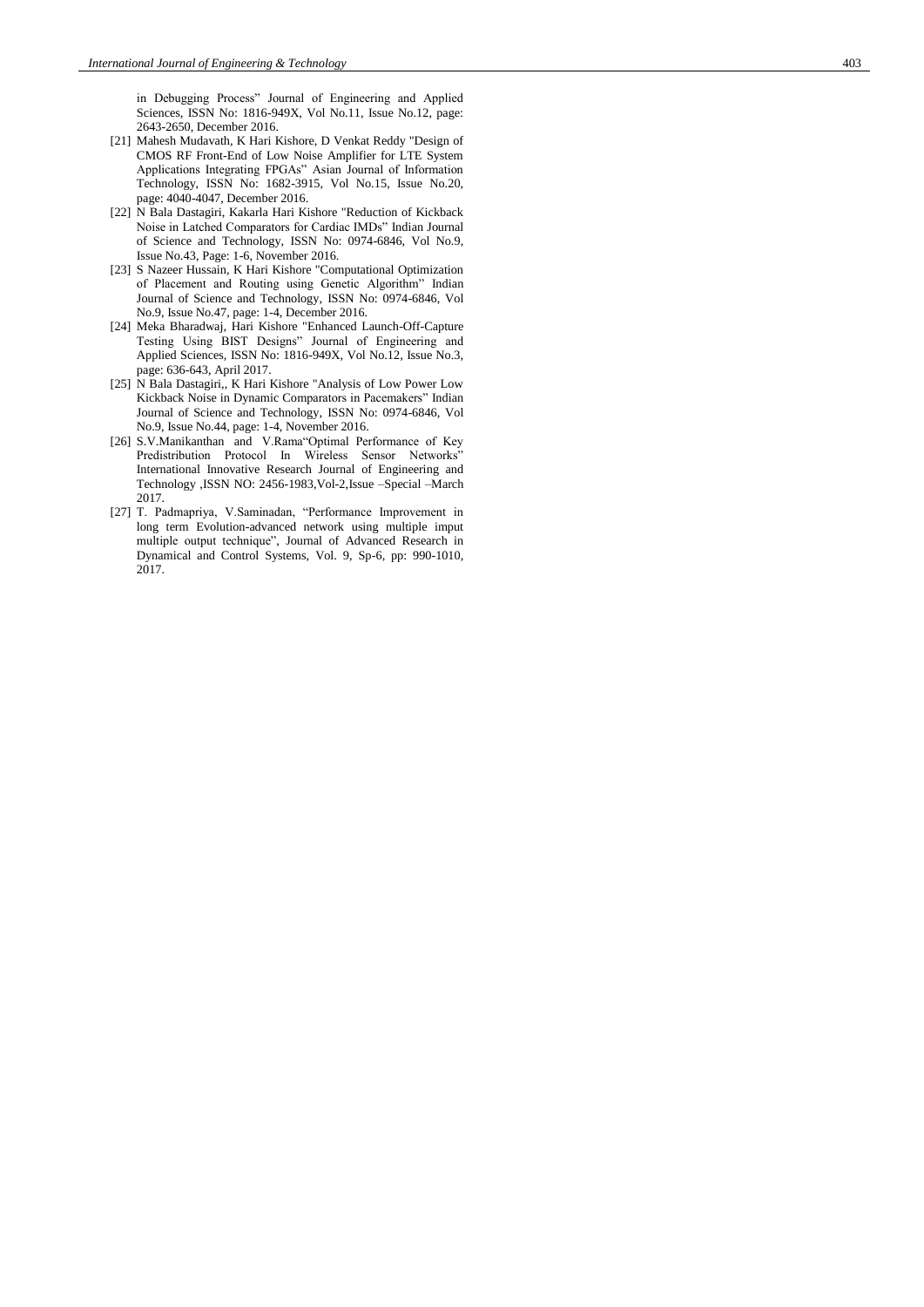in Debugging Process" Journal of Engineering and Applied Sciences, ISSN No: 1816-949X, Vol No.11, Issue No.12, page: 2643-2650, December 2016.

[21] Mahesh Mudavath, K Hari Kishore, D Venkat Reddy "Design of CMOS RF Front-End of Low Noise Amplifier for LTE System Applications Integrating FPGAs" Asian Journal of Information Technology, ISSN No: 1682-3915, Vol No.15, Issue No.20, page: 4040-4047, December 2016.

[22] N Bala Dastagiri, Kakarla Hari Kishore "Reduction of Kickback Noise in Latched Comparators for Cardiac IMDs" Indian Journal of Science and Technology, ISSN No: 0974-6846, Vol No.9, Issue No.43, Page: 1-6, November 2016.

[23] S Nazeer Hussain, K Hari Kishore "Computational Optimization of Placement and Routing using Genetic Algorithm" Indian Journal of Science and Technology, ISSN No: 0974-6846, Vol No.9, Issue No.47, page: 1-4, December 2016.

[24] Meka Bharadwaj, Hari Kishore "Enhanced Launch-Off-Capture Testing Using BIST Designs" Journal of Engineering and Applied Sciences, ISSN No: 1816-949X, Vol No.12, Issue No.3, page: 636-643, April 2017.

[25] N Bala Dastagiri,, K Hari Kishore "Analysis of Low Power Low Kickback Noise in Dynamic Comparators in Pacemakers" Indian Journal of Science and Technology, ISSN No: 0974-6846, Vol No.9, Issue No.44, page: 1-4, November 2016.

[26] S.V.Manikanthan and V.Rama"Optimal Performance of Key Predistribution Protocol In Wireless Sensor Networks" International Innovative Research Journal of Engineering and Technology ,ISSN NO: 2456-1983,Vol-2,Issue –Special –March 2017.

[27] T. Padmapriya, V.Saminadan, "Performance Improvement in long term Evolution-advanced network using multiple imput multiple output technique", Journal of Advanced Research in Dynamical and Control Systems, Vol. 9, Sp-6, pp: 990-1010, 2017.